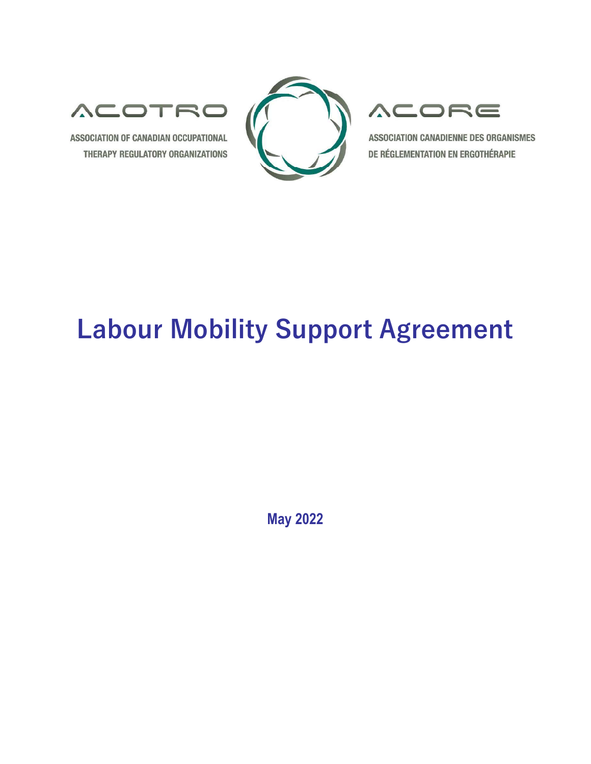ACOTRO

ASSOCIATION OF CANADIAN OCCUPATIONAL THERAPY REGULATORY ORGANIZATIONS

ACORE

ASSOCIATION CANADIENNE DES ORGANISMES DE RÉGLEMENTATION EN ERGOTHÉRAPIE

# Labour Mobility Support Agreement

**May 2022**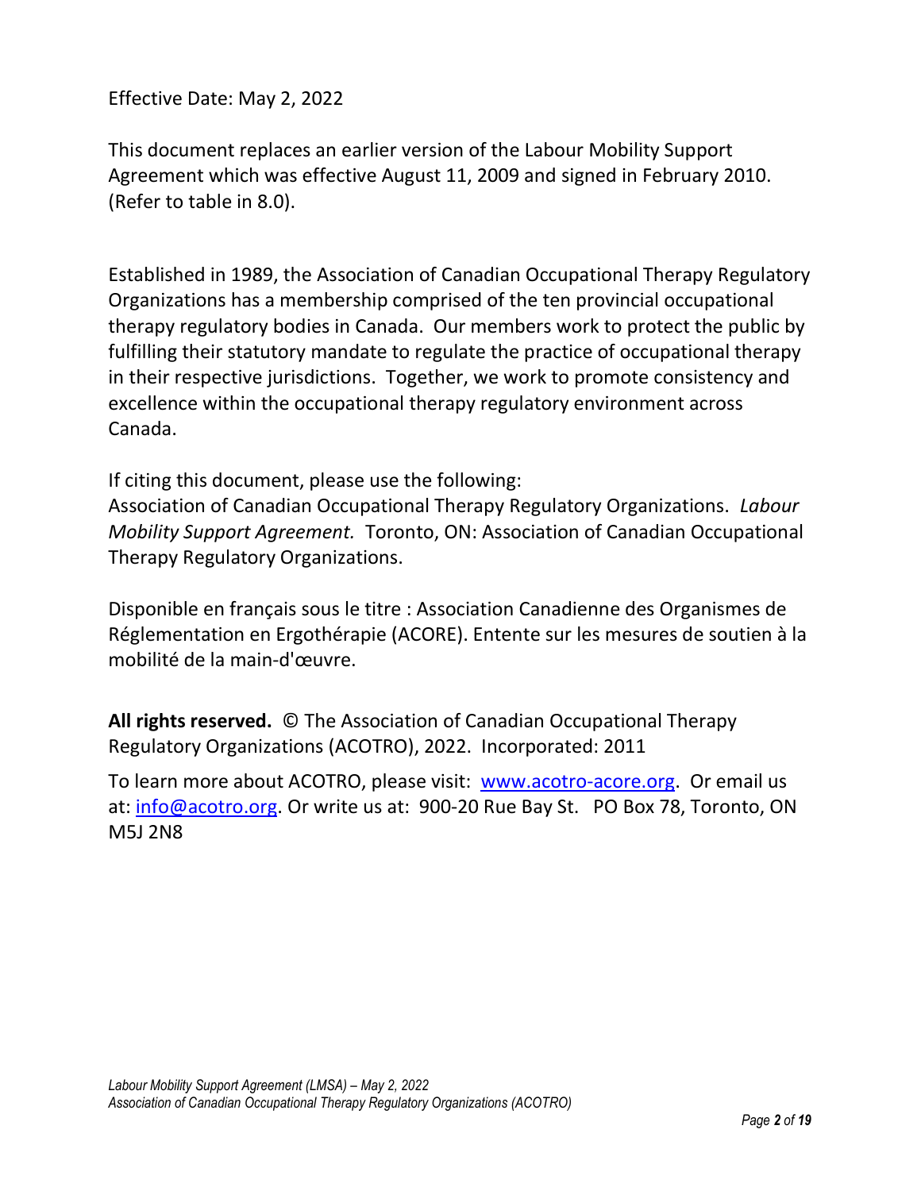Effective Date: May 2, 2022

This document replaces an earlier version of the Labour Mobility Support Agreement which was effective August 11, 2009 and signed in February 2010. (Refer to table in 8.0).

Established in 1989, the Association of Canadian Occupational Therapy Regulatory Organizations has a membership comprised of the ten provincial occupational therapy regulatory bodies in Canada. Our members work to protect the public by fulfilling their statutory mandate to regulate the practice of occupational therapy in their respective jurisdictions. Together, we work to promote consistency and excellence within the occupational therapy regulatory environment across Canada.

If citing this document, please use the following:
Association of Canadian Occupational Therapy Regulatory Organizations. *Labour Mobility Support Agreement.* Toronto, ON: Association of Canadian Occupational Therapy Regulatory Organizations.

Disponible en français sous le titre : Association Canadienne des Organismes de Réglementation en Ergothérapie (ACORE). Entente sur les mesures de soutien à la mobilité de la main-d'œuvre.

**All rights reserved.** © The Association of Canadian Occupational Therapy Regulatory Organizations (ACOTRO), 2022. Incorporated: 2011

To learn more about ACOTRO, please visit: [www.acotro-acore.org](http://www.acotro-acore.org). Or email us at: [info@acotro.org](mailto:info@acotro.org). Or write us at: 900-20 Rue Bay St. PO Box 78, Toronto, ON M5J 2N8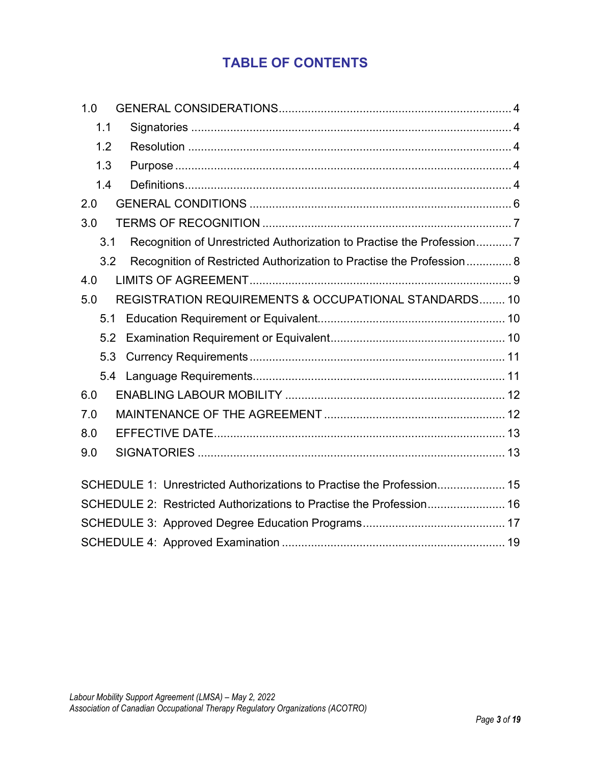# TABLE OF CONTENTS

1.0 GENERAL CONSIDERATIONS.......................................................................... 4
- 1.1 Signatories ..................................................................................................... 4
- 1.2 Resolution ..................................................................................................... 4
- 1.3 Purpose ......................................................................................................... 4
- 1.4 Definitions...................................................................................................... 4

2.0 GENERAL CONDITIONS .................................................................................. 6

3.0 TERMS OF RECOGNITION ............................................................................. 7
- 3.1 Recognition of Unrestricted Authorization to Practise the Profession........... 7
- 3.2 Recognition of Restricted Authorization to Practise the Profession.............. 8

4.0 LIMITS OF AGREEMENT.................................................................................. 9

5.0 REGISTRATION REQUIREMENTS & OCCUPATIONAL STANDARDS........ 10
- 5.1 Education Requirement or Equivalent......................................................... 10
- 5.2 Examination Requirement or Equivalent..................................................... 10
- 5.3 Currency Requirements .............................................................................. 11
- 5.4 Language Requirements............................................................................. 11

6.0 ENABLING LABOUR MOBILITY .................................................................... 12

7.0 MAINTENANCE OF THE AGREEMENT ........................................................ 12

8.0 EFFECTIVE DATE.......................................................................................... 13

9.0 SIGNATORIES ............................................................................................... 13

SCHEDULE 1: Unrestricted Authorizations to Practise the Profession..................... 15

SCHEDULE 2: Restricted Authorizations to Practise the Profession........................ 16

SCHEDULE 3: Approved Degree Education Programs............................................ 17

SCHEDULE 4: Approved Examination .................................................................... 19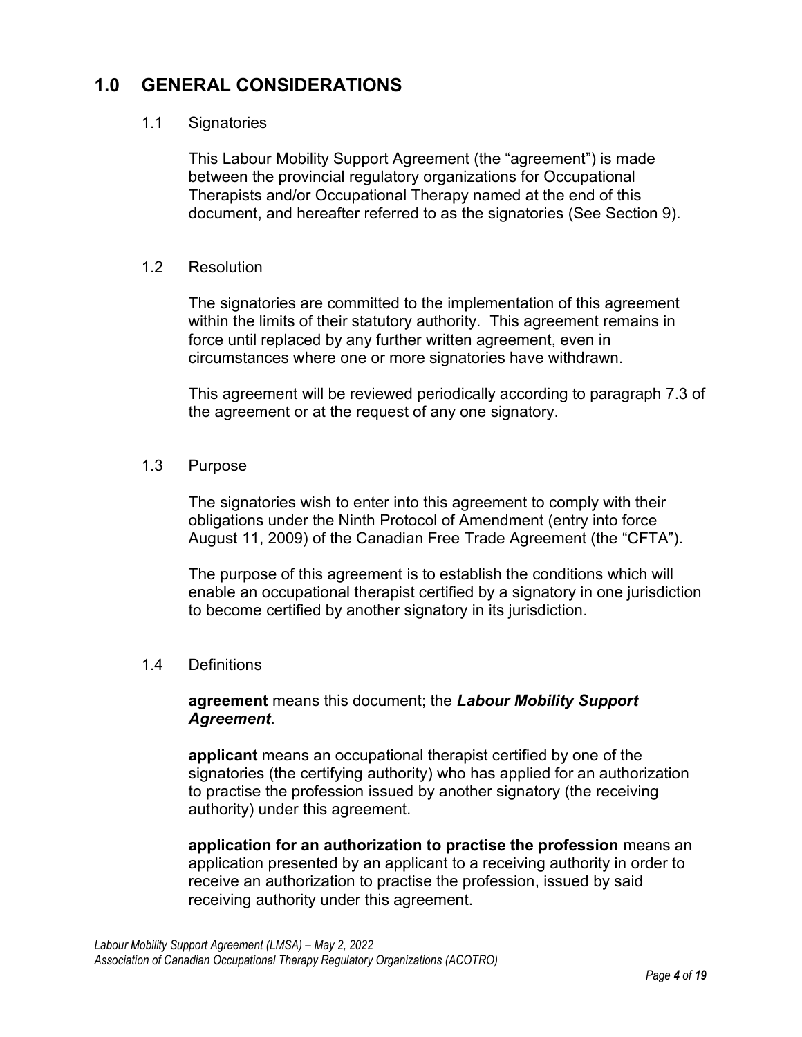# 1.0 GENERAL CONSIDERATIONS

## 1.1 Signatories

This Labour Mobility Support Agreement (the "agreement") is made between the provincial regulatory organizations for Occupational Therapists and/or Occupational Therapy named at the end of this document, and hereafter referred to as the signatories (See Section 9).

## 1.2 Resolution

The signatories are committed to the implementation of this agreement within the limits of their statutory authority. This agreement remains in force until replaced by any further written agreement, even in circumstances where one or more signatories have withdrawn.

This agreement will be reviewed periodically according to paragraph 7.3 of the agreement or at the request of any one signatory.

## 1.3 Purpose

The signatories wish to enter into this agreement to comply with their obligations under the Ninth Protocol of Amendment (entry into force August 11, 2009) of the Canadian Free Trade Agreement (the "CFTA").

The purpose of this agreement is to establish the conditions which will enable an occupational therapist certified by a signatory in one jurisdiction to become certified by another signatory in its jurisdiction.

## 1.4 Definitions

**agreement** means this document; the ***Labour Mobility Support Agreement***.

**applicant** means an occupational therapist certified by one of the signatories (the certifying authority) who has applied for an authorization to practise the profession issued by another signatory (the receiving authority) under this agreement.

**application for an authorization to practise the profession** means an application presented by an applicant to a receiving authority in order to receive an authorization to practise the profession, issued by said receiving authority under this agreement.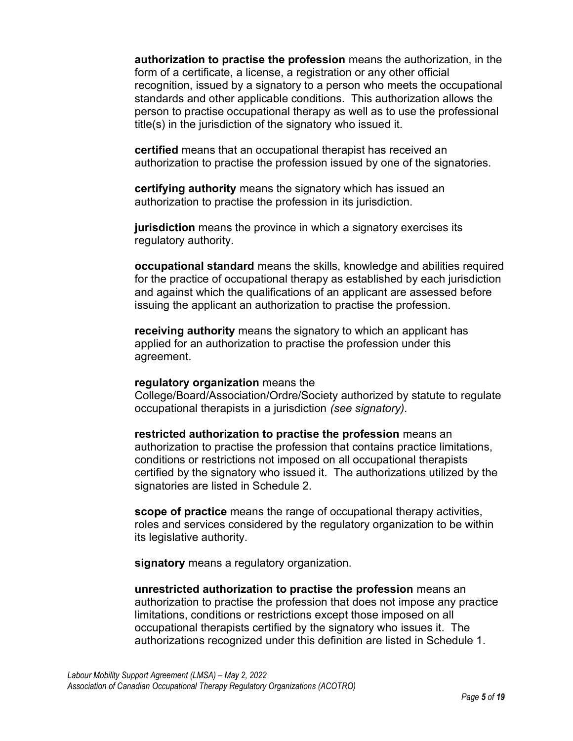**authorization to practise the profession** means the authorization, in the form of a certificate, a license, a registration or any other official recognition, issued by a signatory to a person who meets the occupational standards and other applicable conditions. This authorization allows the person to practise occupational therapy as well as to use the professional title(s) in the jurisdiction of the signatory who issued it.

**certified** means that an occupational therapist has received an authorization to practise the profession issued by one of the signatories.

**certifying authority** means the signatory which has issued an authorization to practise the profession in its jurisdiction.

**jurisdiction** means the province in which a signatory exercises its regulatory authority.

**occupational standard** means the skills, knowledge and abilities required for the practice of occupational therapy as established by each jurisdiction and against which the qualifications of an applicant are assessed before issuing the applicant an authorization to practise the profession.

**receiving authority** means the signatory to which an applicant has applied for an authorization to practise the profession under this agreement.

**regulatory organization** means the College/Board/Association/Ordre/Society authorized by statute to regulate occupational therapists in a jurisdiction *(see signatory).*

**restricted authorization to practise the profession** means an authorization to practise the profession that contains practice limitations, conditions or restrictions not imposed on all occupational therapists certified by the signatory who issued it. The authorizations utilized by the signatories are listed in Schedule 2.

**scope of practice** means the range of occupational therapy activities, roles and services considered by the regulatory organization to be within its legislative authority.

**signatory** means a regulatory organization.

**unrestricted authorization to practise the profession** means an authorization to practise the profession that does not impose any practice limitations, conditions or restrictions except those imposed on all occupational therapists certified by the signatory who issues it. The authorizations recognized under this definition are listed in Schedule 1.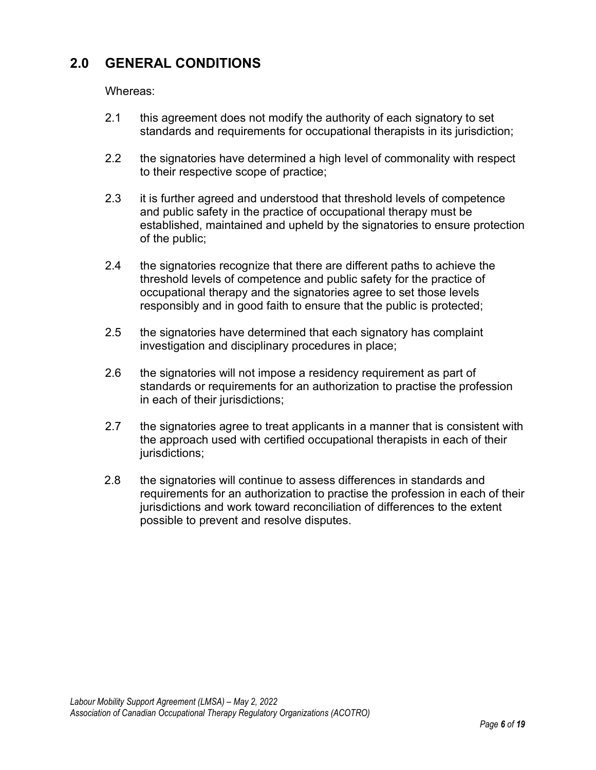## 2.0 GENERAL CONDITIONS

Whereas:

2.1 this agreement does not modify the authority of each signatory to set standards and requirements for occupational therapists in its jurisdiction;

2.2 the signatories have determined a high level of commonality with respect to their respective scope of practice;

2.3 it is further agreed and understood that threshold levels of competence and public safety in the practice of occupational therapy must be established, maintained and upheld by the signatories to ensure protection of the public;

2.4 the signatories recognize that there are different paths to achieve the threshold levels of competence and public safety for the practice of occupational therapy and the signatories agree to set those levels responsibly and in good faith to ensure that the public is protected;

2.5 the signatories have determined that each signatory has complaint investigation and disciplinary procedures in place;

2.6 the signatories will not impose a residency requirement as part of standards or requirements for an authorization to practise the profession in each of their jurisdictions;

2.7 the signatories agree to treat applicants in a manner that is consistent with the approach used with certified occupational therapists in each of their jurisdictions;

2.8 the signatories will continue to assess differences in standards and requirements for an authorization to practise the profession in each of their jurisdictions and work toward reconciliation of differences to the extent possible to prevent and resolve disputes.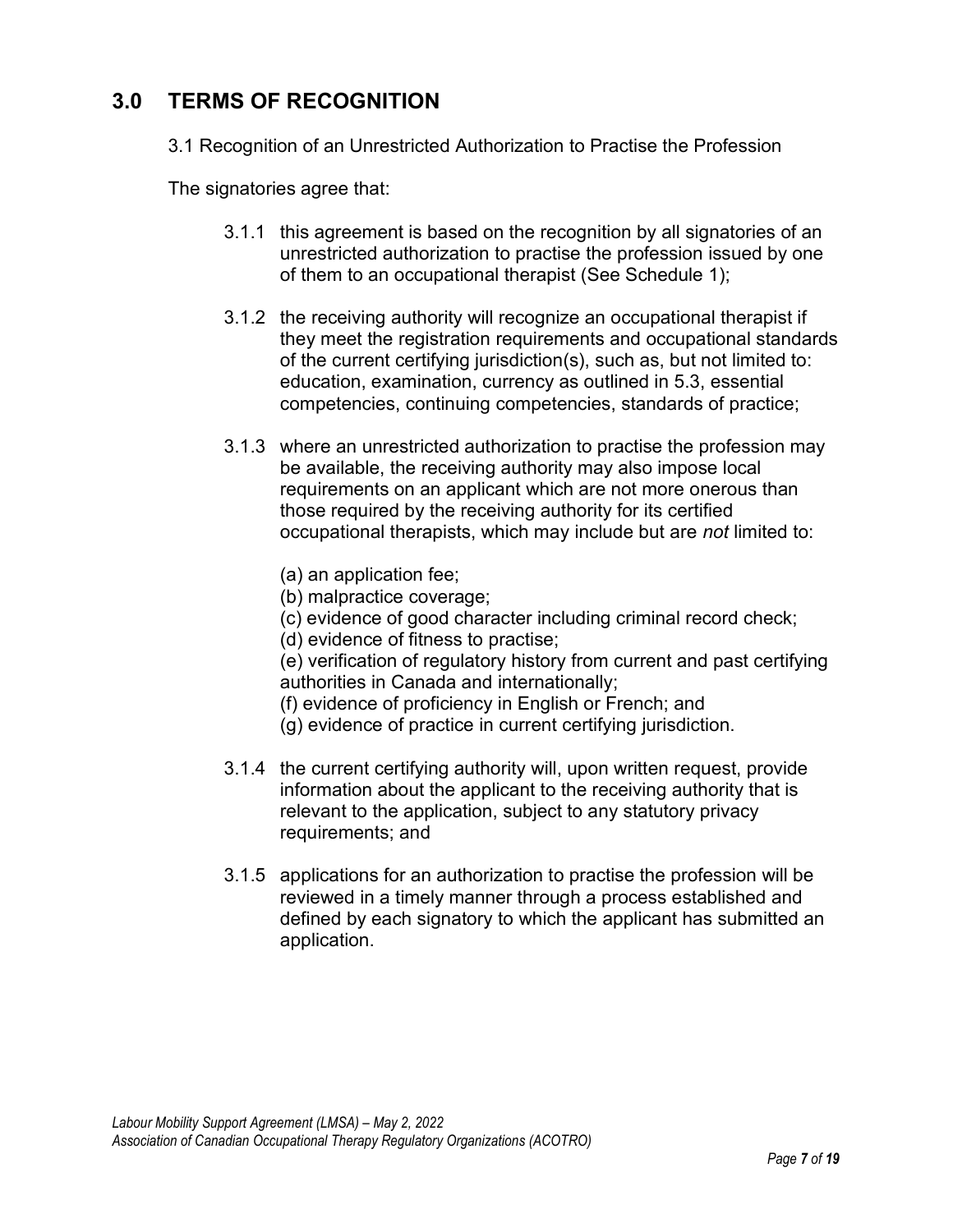## 3.0 TERMS OF RECOGNITION

3.1 Recognition of an Unrestricted Authorization to Practise the Profession

The signatories agree that:

3.1.1 this agreement is based on the recognition by all signatories of an unrestricted authorization to practise the profession issued by one of them to an occupational therapist (See Schedule 1);

3.1.2 the receiving authority will recognize an occupational therapist if they meet the registration requirements and occupational standards of the current certifying jurisdiction(s), such as, but not limited to: education, examination, currency as outlined in 5.3, essential competencies, continuing competencies, standards of practice;

3.1.3 where an unrestricted authorization to practise the profession may be available, the receiving authority may also impose local requirements on an applicant which are not more onerous than those required by the receiving authority for its certified occupational therapists, which may include but are *not* limited to:

(a) an application fee;
(b) malpractice coverage;
(c) evidence of good character including criminal record check;
(d) evidence of fitness to practise;
(e) verification of regulatory history from current and past certifying authorities in Canada and internationally;
(f) evidence of proficiency in English or French; and
(g) evidence of practice in current certifying jurisdiction.

3.1.4 the current certifying authority will, upon written request, provide information about the applicant to the receiving authority that is relevant to the application, subject to any statutory privacy requirements; and

3.1.5 applications for an authorization to practise the profession will be reviewed in a timely manner through a process established and defined by each signatory to which the applicant has submitted an application.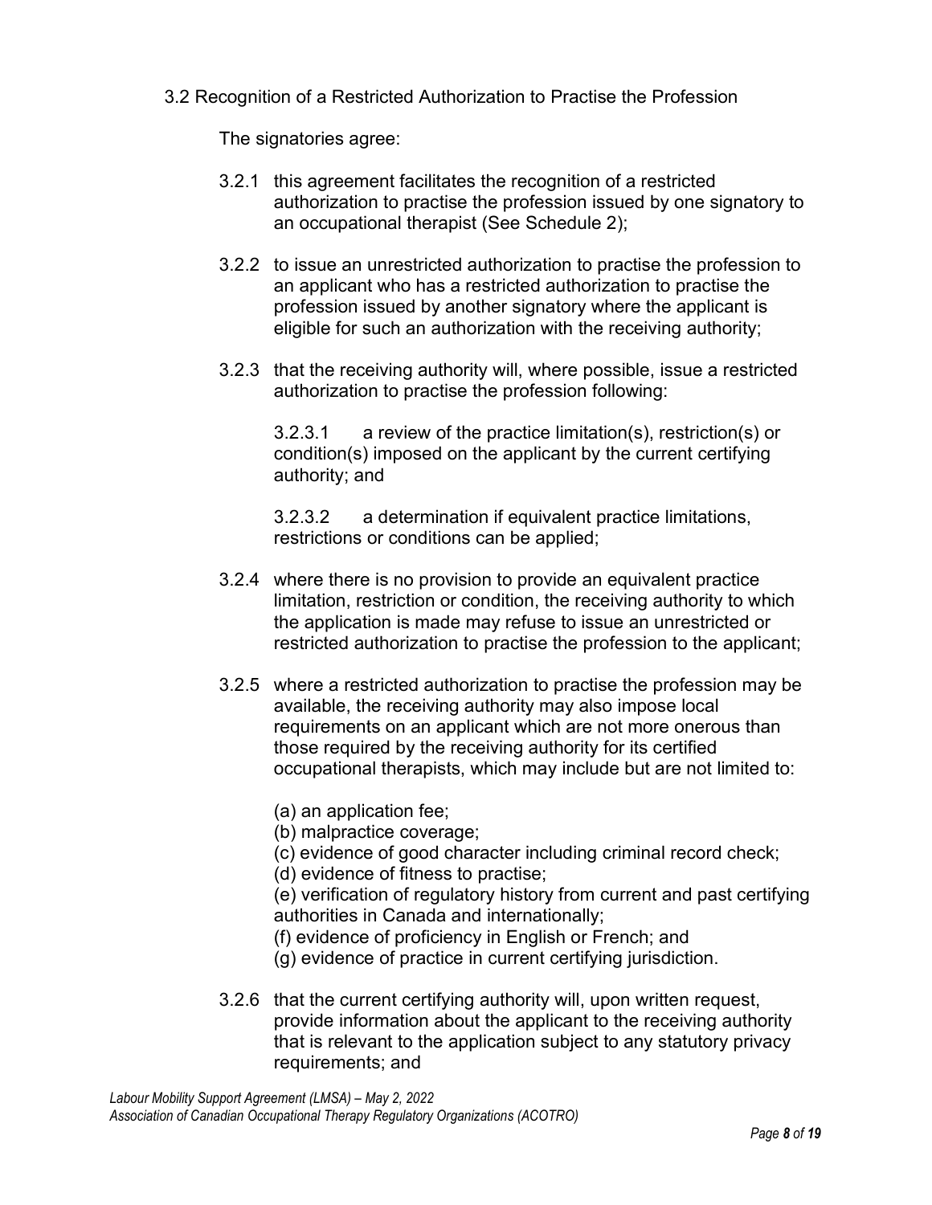### 3.2 Recognition of a Restricted Authorization to Practise the Profession

The signatories agree:

3.2.1 this agreement facilitates the recognition of a restricted authorization to practise the profession issued by one signatory to an occupational therapist (See Schedule 2);

3.2.2 to issue an unrestricted authorization to practise the profession to an applicant who has a restricted authorization to practise the profession issued by another signatory where the applicant is eligible for such an authorization with the receiving authority;

3.2.3 that the receiving authority will, where possible, issue a restricted authorization to practise the profession following:

3.2.3.1 a review of the practice limitation(s), restriction(s) or condition(s) imposed on the applicant by the current certifying authority; and

3.2.3.2 a determination if equivalent practice limitations, restrictions or conditions can be applied;

3.2.4 where there is no provision to provide an equivalent practice limitation, restriction or condition, the receiving authority to which the application is made may refuse to issue an unrestricted or restricted authorization to practise the profession to the applicant;

3.2.5 where a restricted authorization to practise the profession may be available, the receiving authority may also impose local requirements on an applicant which are not more onerous than those required by the receiving authority for its certified occupational therapists, which may include but are not limited to:

(a) an application fee;
(b) malpractice coverage;
(c) evidence of good character including criminal record check;
(d) evidence of fitness to practise;
(e) verification of regulatory history from current and past certifying authorities in Canada and internationally;
(f) evidence of proficiency in English or French; and
(g) evidence of practice in current certifying jurisdiction.

3.2.6 that the current certifying authority will, upon written request, provide information about the applicant to the receiving authority that is relevant to the application subject to any statutory privacy requirements; and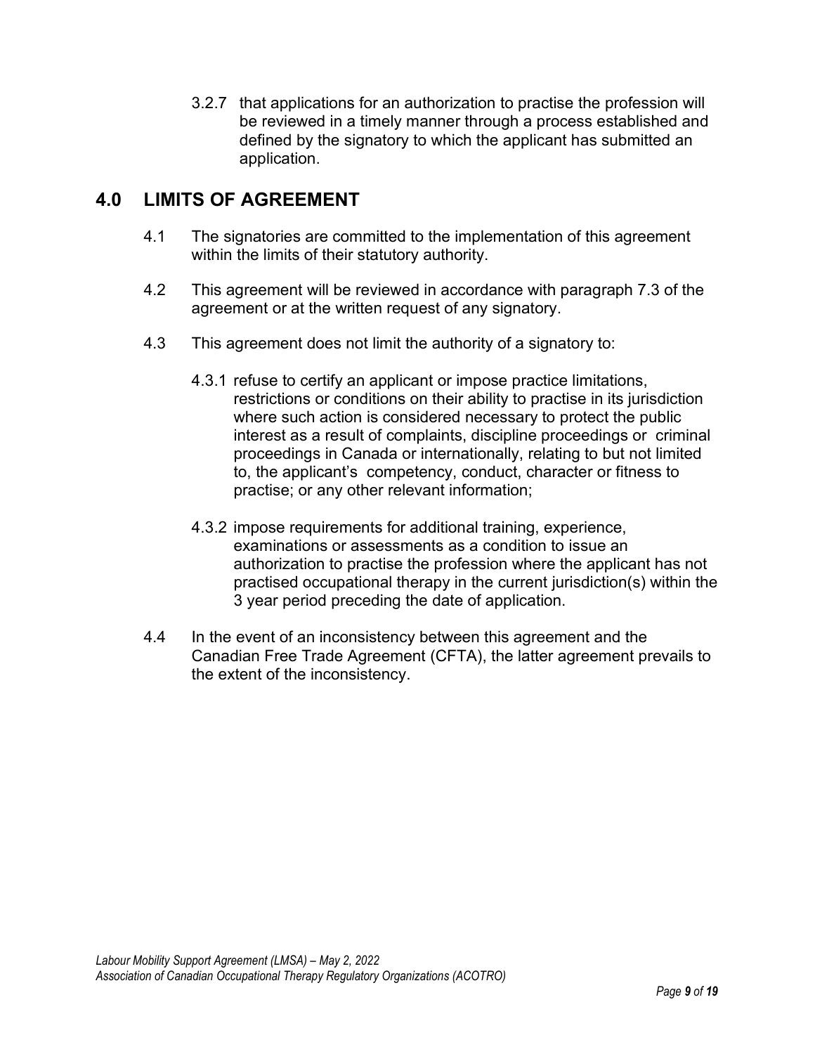3.2.7 that applications for an authorization to practise the profession will be reviewed in a timely manner through a process established and defined by the signatory to which the applicant has submitted an application.

## 4.0 LIMITS OF AGREEMENT

4.1 The signatories are committed to the implementation of this agreement within the limits of their statutory authority.

4.2 This agreement will be reviewed in accordance with paragraph 7.3 of the agreement or at the written request of any signatory.

4.3 This agreement does not limit the authority of a signatory to:

4.3.1 refuse to certify an applicant or impose practice limitations, restrictions or conditions on their ability to practise in its jurisdiction where such action is considered necessary to protect the public interest as a result of complaints, discipline proceedings or criminal proceedings in Canada or internationally, relating to but not limited to, the applicant's competency, conduct, character or fitness to practise; or any other relevant information;

4.3.2 impose requirements for additional training, experience, examinations or assessments as a condition to issue an authorization to practise the profession where the applicant has not practised occupational therapy in the current jurisdiction(s) within the 3 year period preceding the date of application.

4.4 In the event of an inconsistency between this agreement and the Canadian Free Trade Agreement (CFTA), the latter agreement prevails to the extent of the inconsistency.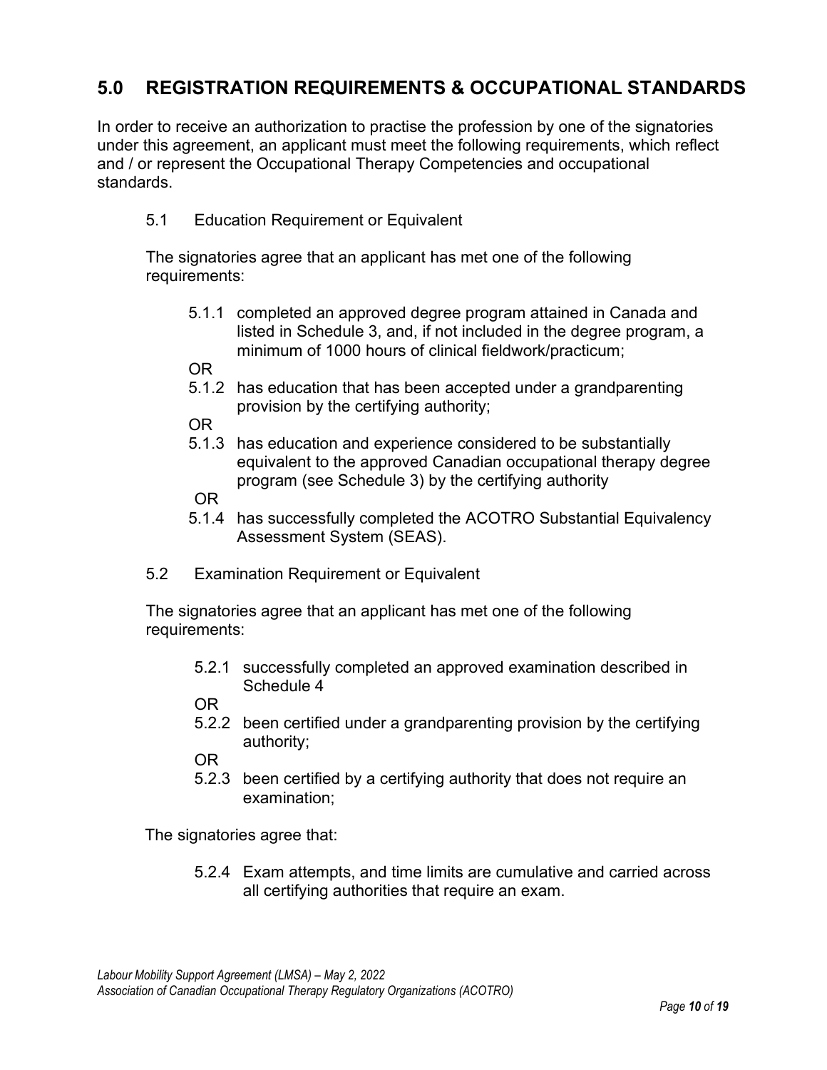## 5.0 REGISTRATION REQUIREMENTS & OCCUPATIONAL STANDARDS

In order to receive an authorization to practise the profession by one of the signatories under this agreement, an applicant must meet the following requirements, which reflect and / or represent the Occupational Therapy Competencies and occupational standards.

### 5.1 Education Requirement or Equivalent

The signatories agree that an applicant has met one of the following requirements:

5.1.1 completed an approved degree program attained in Canada and listed in Schedule 3, and, if not included in the degree program, a minimum of 1000 hours of clinical fieldwork/practicum;

OR

5.1.2 has education that has been accepted under a grandparenting provision by the certifying authority;

OR

5.1.3 has education and experience considered to be substantially equivalent to the approved Canadian occupational therapy degree program (see Schedule 3) by the certifying authority

OR

5.1.4 has successfully completed the ACOTRO Substantial Equivalency Assessment System (SEAS).

### 5.2 Examination Requirement or Equivalent

The signatories agree that an applicant has met one of the following requirements:

5.2.1 successfully completed an approved examination described in Schedule 4

OR

5.2.2 been certified under a grandparenting provision by the certifying authority;

OR

5.2.3 been certified by a certifying authority that does not require an examination;

The signatories agree that:

5.2.4 Exam attempts, and time limits are cumulative and carried across all certifying authorities that require an exam.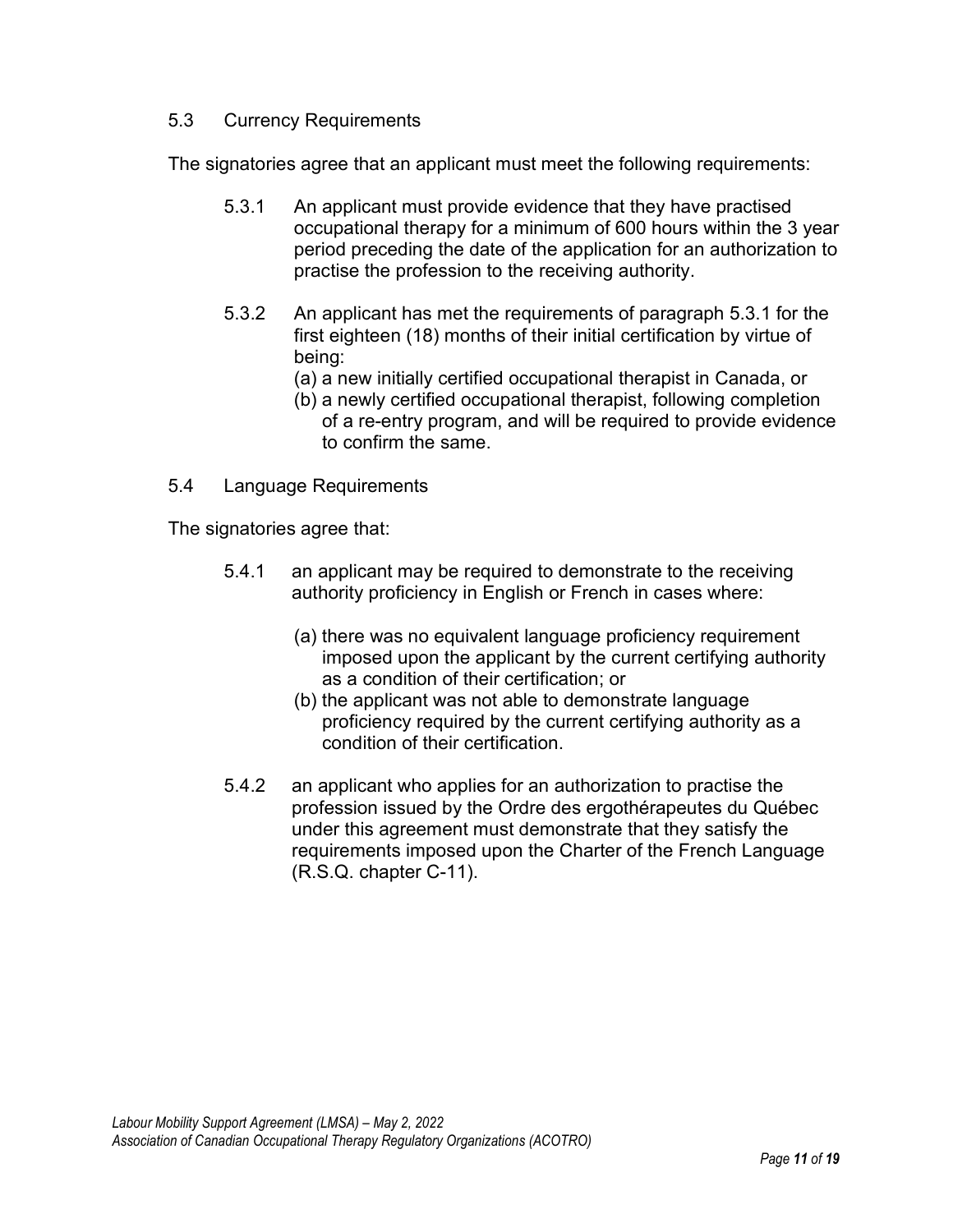## 5.3 Currency Requirements

The signatories agree that an applicant must meet the following requirements:

5.3.1 An applicant must provide evidence that they have practised occupational therapy for a minimum of 600 hours within the 3 year period preceding the date of the application for an authorization to practise the profession to the receiving authority.

5.3.2 An applicant has met the requirements of paragraph 5.3.1 for the first eighteen (18) months of their initial certification by virtue of being:

(a) a new initially certified occupational therapist in Canada, or
(b) a newly certified occupational therapist, following completion of a re-entry program, and will be required to provide evidence to confirm the same.

## 5.4 Language Requirements

The signatories agree that:

5.4.1 an applicant may be required to demonstrate to the receiving authority proficiency in English or French in cases where:

(a) there was no equivalent language proficiency requirement imposed upon the applicant by the current certifying authority as a condition of their certification; or
(b) the applicant was not able to demonstrate language proficiency required by the current certifying authority as a condition of their certification.

5.4.2 an applicant who applies for an authorization to practise the profession issued by the Ordre des ergothérapeutes du Québec under this agreement must demonstrate that they satisfy the requirements imposed upon the Charter of the French Language (R.S.Q. chapter C-11).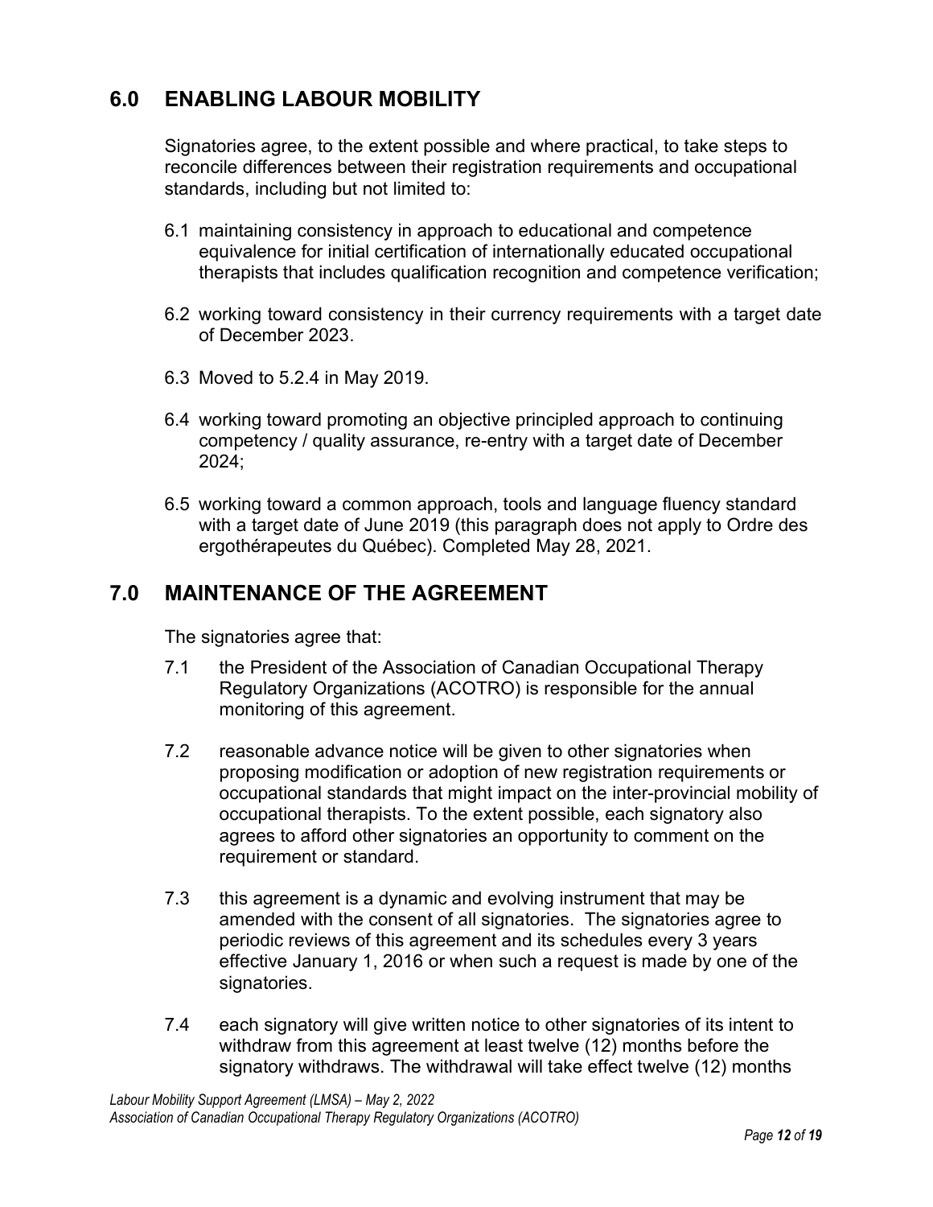## 6.0 ENABLING LABOUR MOBILITY

Signatories agree, to the extent possible and where practical, to take steps to reconcile differences between their registration requirements and occupational standards, including but not limited to:

6.1 maintaining consistency in approach to educational and competence equivalence for initial certification of internationally educated occupational therapists that includes qualification recognition and competence verification;

6.2 working toward consistency in their currency requirements with a target date of December 2023.

6.3 Moved to 5.2.4 in May 2019.

6.4 working toward promoting an objective principled approach to continuing competency / quality assurance, re-entry with a target date of December 2024;

6.5 working toward a common approach, tools and language fluency standard with a target date of June 2019 (this paragraph does not apply to Ordre des ergothérapeutes du Québec). Completed May 28, 2021.

## 7.0 MAINTENANCE OF THE AGREEMENT

The signatories agree that:

7.1 the President of the Association of Canadian Occupational Therapy Regulatory Organizations (ACOTRO) is responsible for the annual monitoring of this agreement.

7.2 reasonable advance notice will be given to other signatories when proposing modification or adoption of new registration requirements or occupational standards that might impact on the inter-provincial mobility of occupational therapists. To the extent possible, each signatory also agrees to afford other signatories an opportunity to comment on the requirement or standard.

7.3 this agreement is a dynamic and evolving instrument that may be amended with the consent of all signatories. The signatories agree to periodic reviews of this agreement and its schedules every 3 years effective January 1, 2016 or when such a request is made by one of the signatories.

7.4 each signatory will give written notice to other signatories of its intent to withdraw from this agreement at least twelve (12) months before the signatory withdraws. The withdrawal will take effect twelve (12) months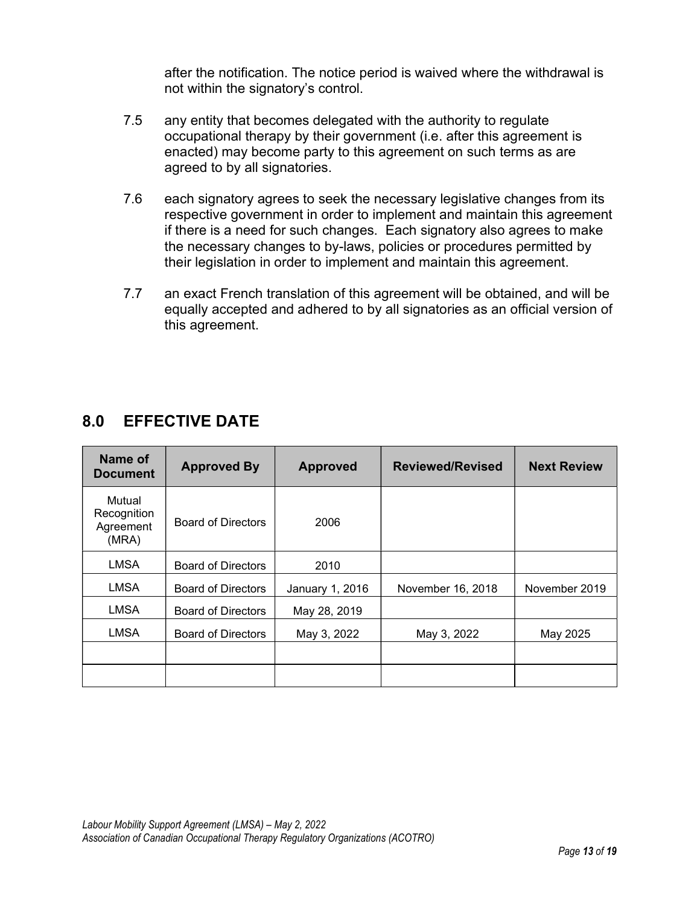after the notification. The notice period is waived where the withdrawal is not within the signatory's control.

7.5 any entity that becomes delegated with the authority to regulate occupational therapy by their government (i.e. after this agreement is enacted) may become party to this agreement on such terms as are agreed to by all signatories.

7.6 each signatory agrees to seek the necessary legislative changes from its respective government in order to implement and maintain this agreement if there is a need for such changes. Each signatory also agrees to make the necessary changes to by-laws, policies or procedures permitted by their legislation in order to implement and maintain this agreement.

7.7 an exact French translation of this agreement will be obtained, and will be equally accepted and adhered to by all signatories as an official version of this agreement.

## 8.0 EFFECTIVE DATE

| Name of Document | Approved By | Approved | Reviewed/Revised | Next Review |
|---|---|---|---|---|
| Mutual Recognition Agreement (MRA) | Board of Directors | 2006 | | |
| LMSA | Board of Directors | 2010 | | |
| LMSA | Board of Directors | January 1, 2016 | November 16, 2018 | November 2019 |
| LMSA | Board of Directors | May 28, 2019 | | |
| LMSA | Board of Directors | May 3, 2022 | May 3, 2022 | May 2025 |
| | | | | |
| | | | | |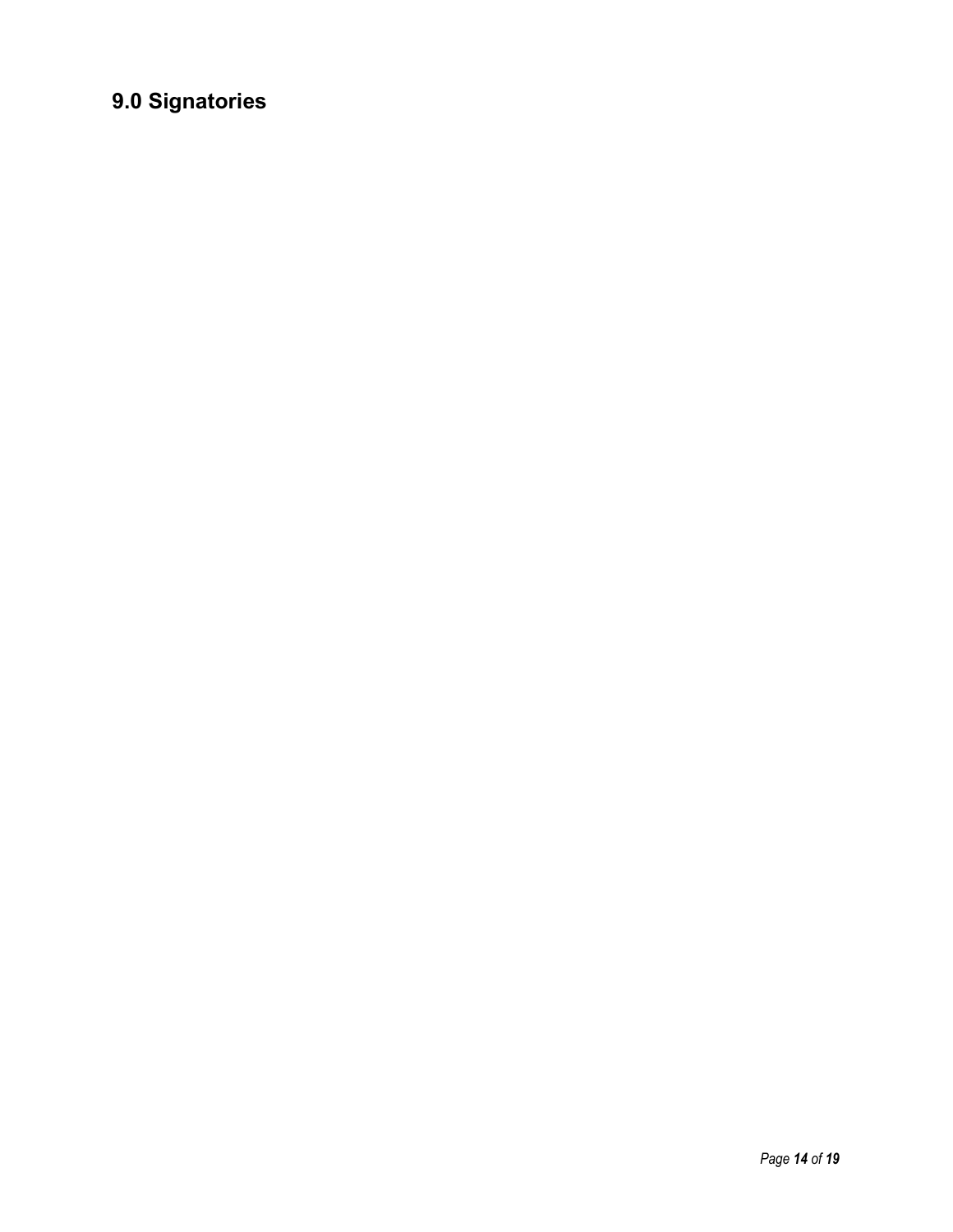## 9.0 Signatories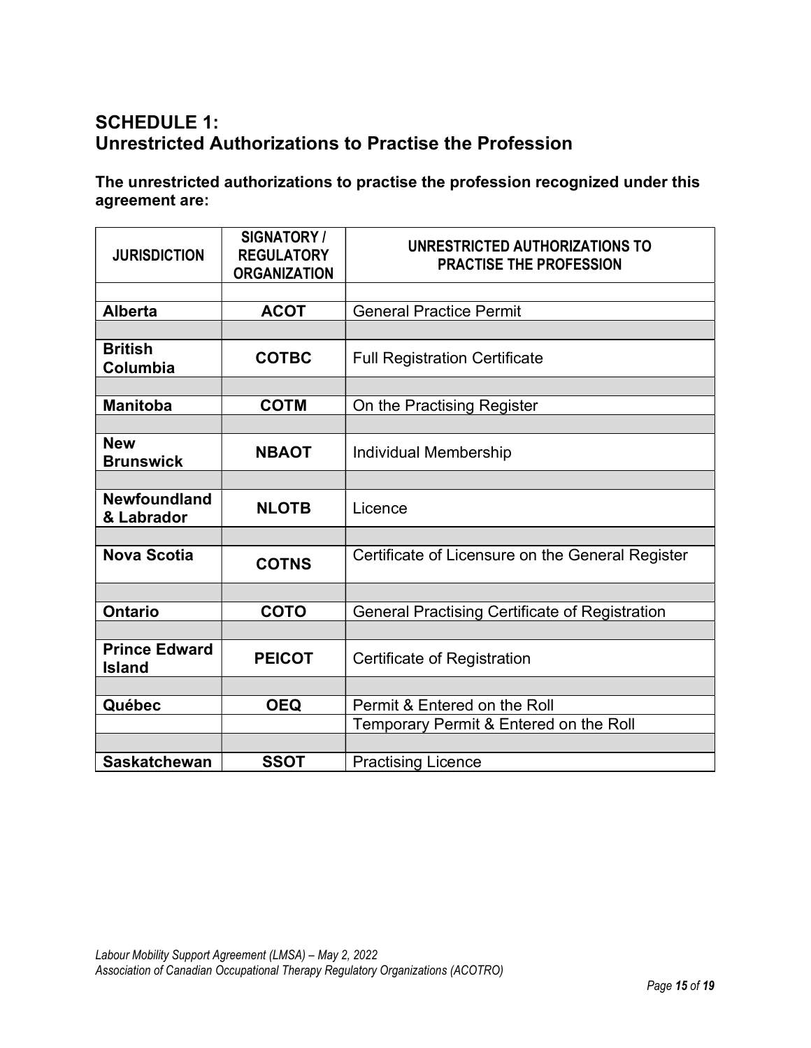## SCHEDULE 1:
## Unrestricted Authorizations to Practise the Profession

**The unrestricted authorizations to practise the profession recognized under this agreement are:**

| JURISDICTION | SIGNATORY / REGULATORY ORGANIZATION | UNRESTRICTED AUTHORIZATIONS TO PRACTISE THE PROFESSION |
|---|---|---|
| **Alberta** | **ACOT** | General Practice Permit |
| **British Columbia** | **COTBC** | Full Registration Certificate |
| **Manitoba** | **COTM** | On the Practising Register |
| **New Brunswick** | **NBAOT** | Individual Membership |
| **Newfoundland & Labrador** | **NLOTB** | Licence |
| **Nova Scotia** | **COTNS** | Certificate of Licensure on the General Register |
| **Ontario** | **COTO** | General Practising Certificate of Registration |
| **Prince Edward Island** | **PEICOT** | Certificate of Registration |
| **Québec** | **OEQ** | Permit & Entered on the Roll |
| | | Temporary Permit & Entered on the Roll |
| **Saskatchewan** | **SSOT** | Practising Licence |

*Labour Mobility Support Agreement (LMSA) – May 2, 2022*
*Association of Canadian Occupational Therapy Regulatory Organizations (ACOTRO)*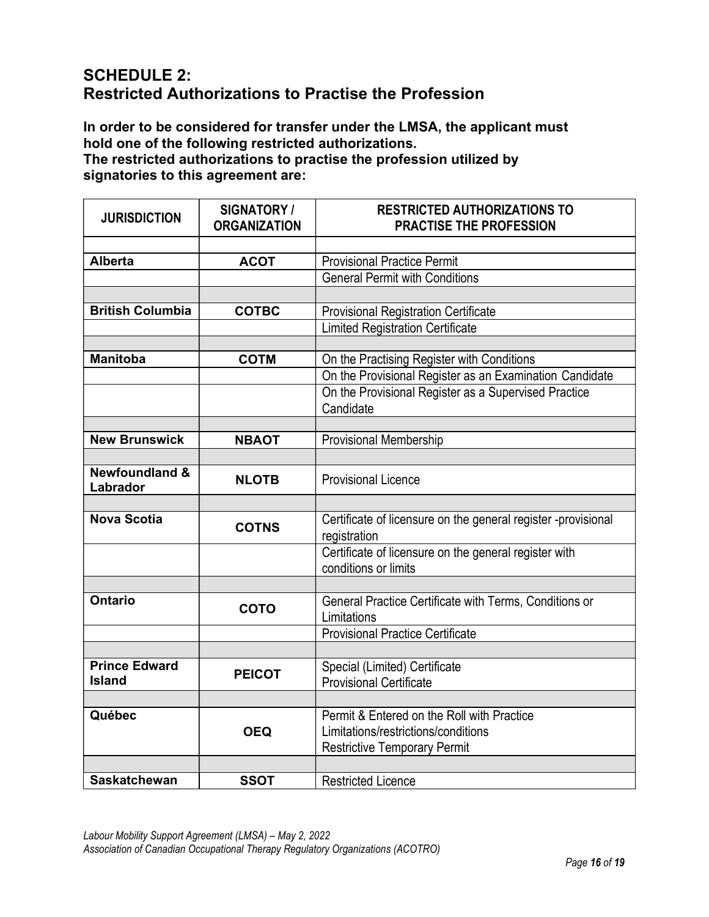## SCHEDULE 2:
## Restricted Authorizations to Practise the Profession

**In order to be considered for transfer under the LMSA, the applicant must hold one of the following restricted authorizations.**
**The restricted authorizations to practise the profession utilized by signatories to this agreement are:**

| JURISDICTION | SIGNATORY / ORGANIZATION | RESTRICTED AUTHORIZATIONS TO PRACTISE THE PROFESSION |
|---|---|---|
| | | |
| **Alberta** | **ACOT** | Provisional Practice Permit |
| | | General Permit with Conditions |
| | | |
| **British Columbia** | **COTBC** | Provisional Registration Certificate |
| | | Limited Registration Certificate |
| | | |
| **Manitoba** | **COTM** | On the Practising Register with Conditions |
| | | On the Provisional Register as an Examination Candidate |
| | | On the Provisional Register as a Supervised Practice Candidate |
| | | |
| **New Brunswick** | **NBAOT** | Provisional Membership |
| | | |
| **Newfoundland & Labrador** | **NLOTB** | Provisional Licence |
| | | |
| **Nova Scotia** | **COTNS** | Certificate of licensure on the general register -provisional registration |
| | | Certificate of licensure on the general register with conditions or limits |
| | | |
| **Ontario** | **COTO** | General Practice Certificate with Terms, Conditions or Limitations |
| | | Provisional Practice Certificate |
| | | |
| **Prince Edward Island** | **PEICOT** | Special (Limited) Certificate<br>Provisional Certificate |
| | | |
| **Québec** | **OEQ** | Permit & Entered on the Roll with Practice Limitations/restrictions/conditions<br>Restrictive Temporary Permit |
| | | |
| **Saskatchewan** | **SSOT** | Restricted Licence |

*Labour Mobility Support Agreement (LMSA) – May 2, 2022*
*Association of Canadian Occupational Therapy Regulatory Organizations (ACOTRO)*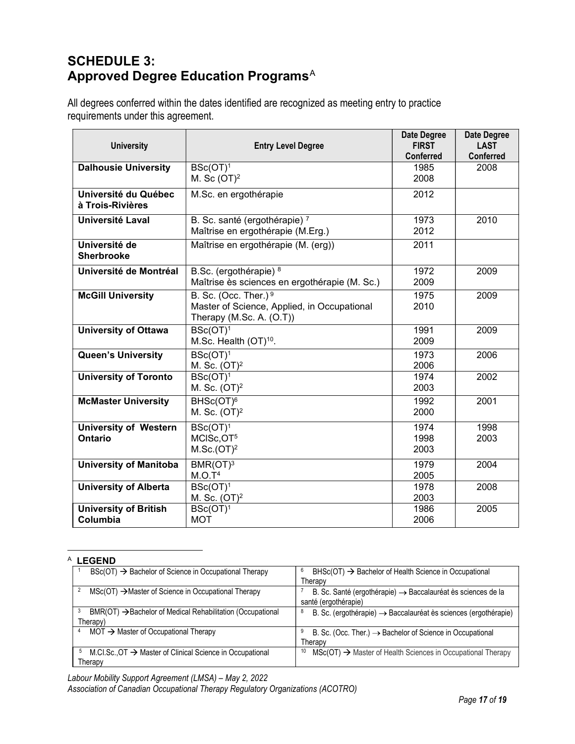## SCHEDULE 3: Approved Degree Education Programs[A]

All degrees conferred within the dates identified are recognized as meeting entry to practice requirements under this agreement.

| University | Entry Level Degree | Date Degree FIRST Conferred | Date Degree LAST Conferred |
|---|---|---|---|
| **Dalhousie University** | BSc(OT)[1]<br>M. Sc (OT)[2] | 1985<br>2008 | 2008 |
| **Université du Québec à Trois-Rivières** | M.Sc. en ergothérapie | 2012 | |
| **Université Laval** | B. Sc. santé (ergothérapie) [7]<br>Maîtrise en ergothérapie (M.Erg.) | 1973<br>2012 | 2010 |
| **Université de Sherbrooke** | Maîtrise en ergothérapie (M. (erg)) | 2011 | |
| **Université de Montréal** | B.Sc. (ergothérapie) [8]<br>Maîtrise ès sciences en ergothérapie (M. Sc.) | 1972<br>2009 | 2009 |
| **McGill University** | B. Sc. (Occ. Ther.) [9]<br>Master of Science, Applied, in Occupational Therapy (M.Sc. A. (O.T)) | 1975<br>2010 | 2009 |
| **University of Ottawa** | BSc(OT)[1]<br>M.Sc. Health (OT)[10]. | 1991<br>2009 | 2009 |
| **Queen's University** | BSc(OT)[1]<br>M. Sc. (OT)[2] | 1973<br>2006 | 2006 |
| **University of Toronto** | BSc(OT)[1]<br>M. Sc. (OT)[2] | 1974<br>2003 | 2002 |
| **McMaster University** | BHSc(OT)[6]<br>M. Sc. (OT)[2] | 1992<br>2000 | 2001 |
| **University of Western Ontario** | BSc(OT)[1]<br>MClSc,OT[5]<br>M.Sc.(OT)[2] | 1974<br>1998<br>2003 | 1998<br>2003 |
| **University of Manitoba** | BMR(OT)[3]<br>M.O.T[4] | 1979<br>2005 | 2004 |
| **University of Alberta** | BSc(OT)[1]<br>M. Sc. (OT)[2] | 1978<br>2003 | 2008 |
| **University of British Columbia** | BSc(OT)[1]<br>MOT | 1986<br>2006 | 2005 |

---

[A] **LEGEND**

| | |
|---|---|
| [1] BSc(OT) → Bachelor of Science in Occupational Therapy | [6] BHSc(OT) → Bachelor of Health Science in Occupational Therapy |
| [2] MSc(OT) → Master of Science in Occupational Therapy | [7] B. Sc. Santé (ergothérapie) → Baccalauréat ès sciences de la santé (ergothérapie) |
| [3] BMR(OT) → Bachelor of Medical Rehabilitation (Occupational Therapy) | [8] B. Sc. (ergothérapie) → Baccalauréat ès sciences (ergothérapie) |
| [4] MOT → Master of Occupational Therapy | [9] B. Sc. (Occ. Ther.) → Bachelor of Science in Occupational Therapy |
| [5] M.Cl.Sc.,OT → Master of Clinical Science in Occupational Therapy | [10] MSc(OT) → Master of Health Sciences in Occupational Therapy |

*Labour Mobility Support Agreement (LMSA) – May 2, 2022*
*Association of Canadian Occupational Therapy Regulatory Organizations (ACOTRO)*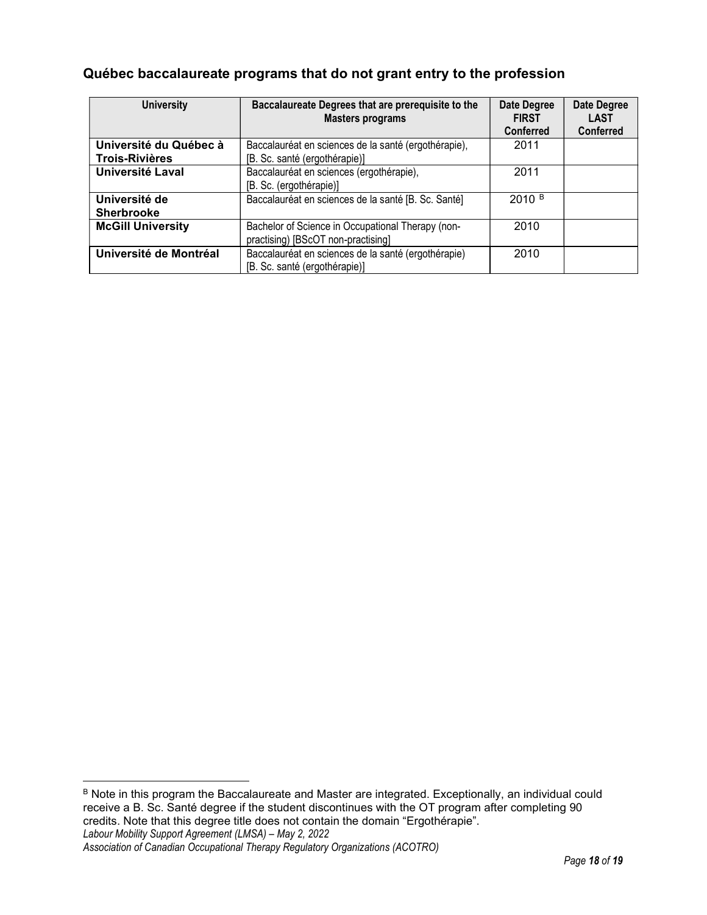## Québec baccalaureate programs that do not grant entry to the profession

| University | Baccalaureate Degrees that are prerequisite to the Masters programs | Date Degree FIRST Conferred | Date Degree LAST Conferred |
|---|---|---|---|
| **Université du Québec à Trois-Rivières** | Baccalauréat en sciences de la santé (ergothérapie), [B. Sc. santé (ergothérapie)] | 2011 | |
| **Université Laval** | Baccalauréat en sciences (ergothérapie), [B. Sc. (ergothérapie)] | 2011 | |
| **Université de Sherbrooke** | Baccalauréat en sciences de la santé [B. Sc. Santé] | 2010 [B] | |
| **McGill University** | Bachelor of Science in Occupational Therapy (non-practising) [BScOT non-practising] | 2010 | |
| **Université de Montréal** | Baccalauréat en sciences de la santé (ergothérapie) [B. Sc. santé (ergothérapie)] | 2010 | |

[B] Note in this program the Baccalaureate and Master are integrated. Exceptionally, an individual could receive a B. Sc. Santé degree if the student discontinues with the OT program after completing 90 credits. Note that this degree title does not contain the domain "Ergothérapie".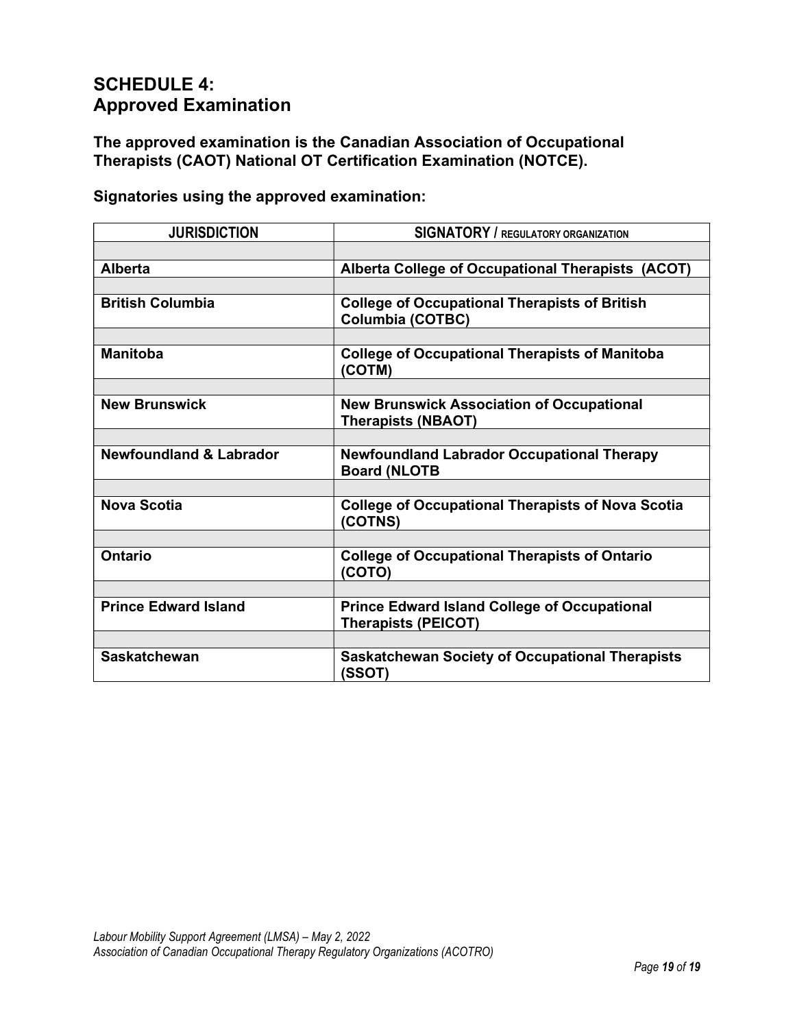## SCHEDULE 4: Approved Examination

**The approved examination is the Canadian Association of Occupational Therapists (CAOT) National OT Certification Examination (NOTCE).**

**Signatories using the approved examination:**

| JURISDICTION | SIGNATORY / REGULATORY ORGANIZATION |
|---|---|
| | |
| **Alberta** | **Alberta College of Occupational Therapists (ACOT)** |
| | |
| **British Columbia** | **College of Occupational Therapists of British Columbia (COTBC)** |
| | |
| **Manitoba** | **College of Occupational Therapists of Manitoba (COTM)** |
| | |
| **New Brunswick** | **New Brunswick Association of Occupational Therapists (NBAOT)** |
| | |
| **Newfoundland & Labrador** | **Newfoundland Labrador Occupational Therapy Board (NLOTB** |
| | |
| **Nova Scotia** | **College of Occupational Therapists of Nova Scotia (COTNS)** |
| | |
| **Ontario** | **College of Occupational Therapists of Ontario (COTO)** |
| | |
| **Prince Edward Island** | **Prince Edward Island College of Occupational Therapists (PEICOT)** |
| | |
| **Saskatchewan** | **Saskatchewan Society of Occupational Therapists (SSOT)** |